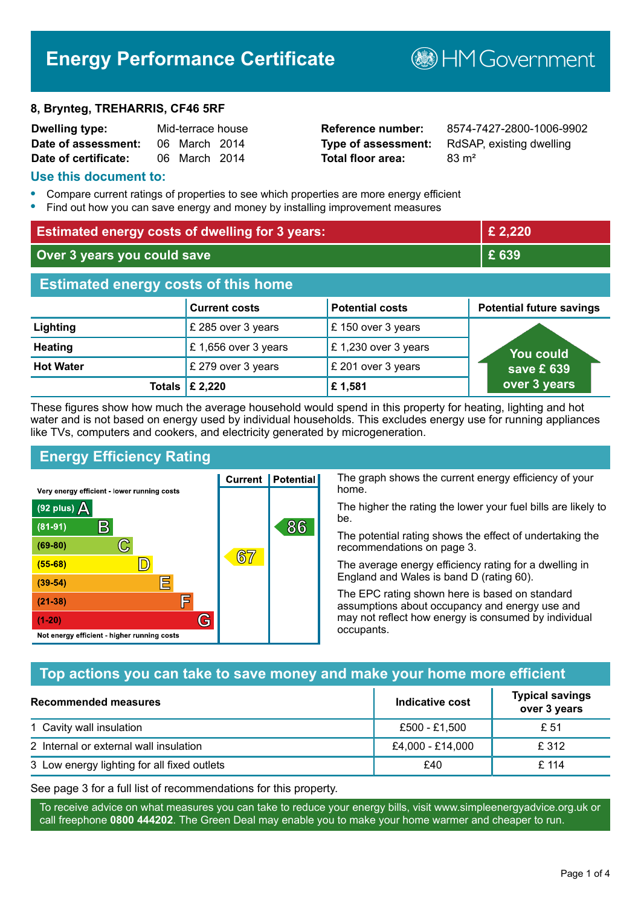# Energy Performance Certificate

HM Government

**8, Brynteg, TREHARRIS, CF46 5RF**

| | | | |
|---|---|---|---|
| **Dwelling type:** | Mid-terrace house | **Reference number:** | 8574-7427-2800-1006-9902 |
| **Date of assessment:** | 06 March 2014 | **Type of assessment:** | RdSAP, existing dwelling |
| **Date of certificate:** | 06 March 2014 | **Total floor area:** | 83 m² |

## Use this document to:

- Compare current ratings of properties to see which properties are more energy efficient
- Find out how you can save energy and money by installing improvement measures

| | |
|---|---|
| **Estimated energy costs of dwelling for 3 years:** | **£ 2,220** |
| **Over 3 years you could save** | **£ 639** |

## Estimated energy costs of this home

| | Current costs | Potential costs | Potential future savings |
|---|---|---|---|
| **Lighting** | £ 285 over 3 years | £ 150 over 3 years | You could save £ 639 over 3 years |
| **Heating** | £ 1,656 over 3 years | £ 1,230 over 3 years | |
| **Hot Water** | £ 279 over 3 years | £ 201 over 3 years | |
| **Totals** | **£ 2,220** | **£ 1,581** | |

These figures show how much the average household would spend in this property for heating, lighting and hot water and is not based on energy used by individual households. This excludes energy use for running appliances like TVs, computers and cookers, and electricity generated by microgeneration.

## Energy Efficiency Rating

Very energy efficient - lower running costs

| Rating | Band | Current | Potential |
|---|---|---|---|
| (92 plus) | A | | |
| (81-91) | B | | 86 |
| (69-80) | C | | |
| (55-68) | D | 67 | |
| (39-54) | E | | |
| (21-38) | F | | |
| (1-20) | G | | |

Not energy efficient - higher running costs

The graph shows the current energy efficiency of your home.

The higher the rating the lower your fuel bills are likely to be.

The potential rating shows the effect of undertaking the recommendations on page 3.

The average energy efficiency rating for a dwelling in England and Wales is band D (rating 60).

The EPC rating shown here is based on standard assumptions about occupancy and energy use and may not reflect how energy is consumed by individual occupants.

## Top actions you can take to save money and make your home more efficient

| Recommended measures | Indicative cost | Typical savings over 3 years |
|---|---|---|
| 1 Cavity wall insulation | £500 - £1,500 | £ 51 |
| 2 Internal or external wall insulation | £4,000 - £14,000 | £ 312 |
| 3 Low energy lighting for all fixed outlets | £40 | £ 114 |

See page 3 for a full list of recommendations for this property.

To receive advice on what measures you can take to reduce your energy bills, visit www.simpleenergyadvice.org.uk or call freephone **0800 444202**. The Green Deal may enable you to make your home warmer and cheaper to run.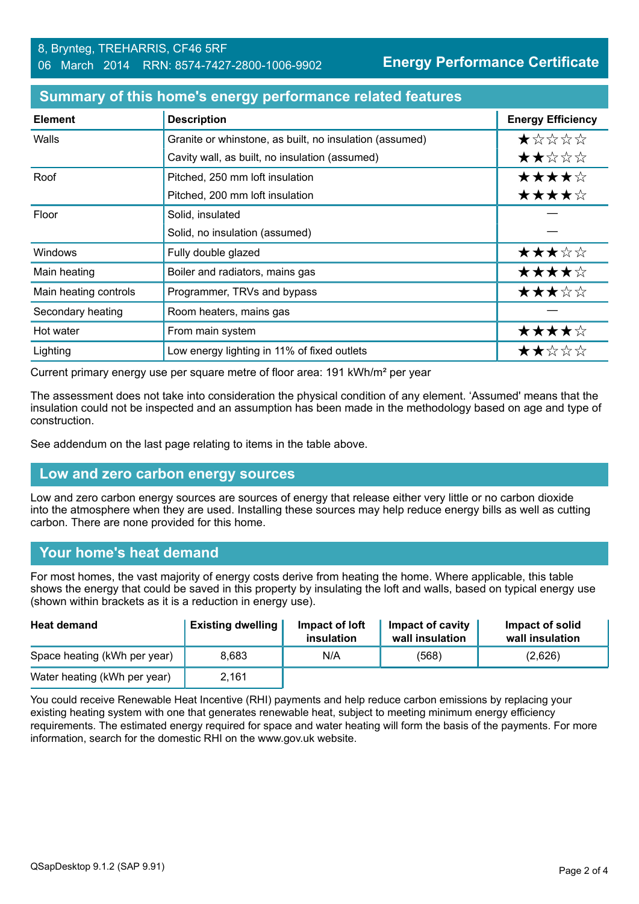8, Brynteg, TREHARRIS, CF46 5RF
06 March 2014 RRN: 8574-7427-2800-1006-9902

**Energy Performance Certificate**

## Summary of this home's energy performance related features

| Element | Description | Energy Efficiency |
|---|---|---|
| Walls | Granite or whinstone, as built, no insulation (assumed) | ★☆☆☆☆ |
| | Cavity wall, as built, no insulation (assumed) | ★★☆☆☆ |
| Roof | Pitched, 250 mm loft insulation | ★★★★☆ |
| | Pitched, 200 mm loft insulation | ★★★★☆ |
| Floor | Solid, insulated | — |
| | Solid, no insulation (assumed) | — |
| Windows | Fully double glazed | ★★★☆☆ |
| Main heating | Boiler and radiators, mains gas | ★★★★☆ |
| Main heating controls | Programmer, TRVs and bypass | ★★★☆☆ |
| Secondary heating | Room heaters, mains gas | — |
| Hot water | From main system | ★★★★☆ |
| Lighting | Low energy lighting in 11% of fixed outlets | ★★☆☆☆ |

Current primary energy use per square metre of floor area: 191 kWh/m² per year

The assessment does not take into consideration the physical condition of any element. 'Assumed' means that the insulation could not be inspected and an assumption has been made in the methodology based on age and type of construction.

See addendum on the last page relating to items in the table above.

## Low and zero carbon energy sources

Low and zero carbon energy sources are sources of energy that release either very little or no carbon dioxide into the atmosphere when they are used. Installing these sources may help reduce energy bills as well as cutting carbon. There are none provided for this home.

## Your home's heat demand

For most homes, the vast majority of energy costs derive from heating the home. Where applicable, this table shows the energy that could be saved in this property by insulating the loft and walls, based on typical energy use (shown within brackets as it is a reduction in energy use).

| Heat demand | Existing dwelling | Impact of loft insulation | Impact of cavity wall insulation | Impact of solid wall insulation |
|---|---|---|---|---|
| Space heating (kWh per year) | 8,683 | N/A | (568) | (2,626) |
| Water heating (kWh per year) | 2,161 | | | |

You could receive Renewable Heat Incentive (RHI) payments and help reduce carbon emissions by replacing your existing heating system with one that generates renewable heat, subject to meeting minimum energy efficiency requirements. The estimated energy required for space and water heating will form the basis of the payments. For more information, search for the domestic RHI on the www.gov.uk website.

QSapDesktop 9.1.2 (SAP 9.91)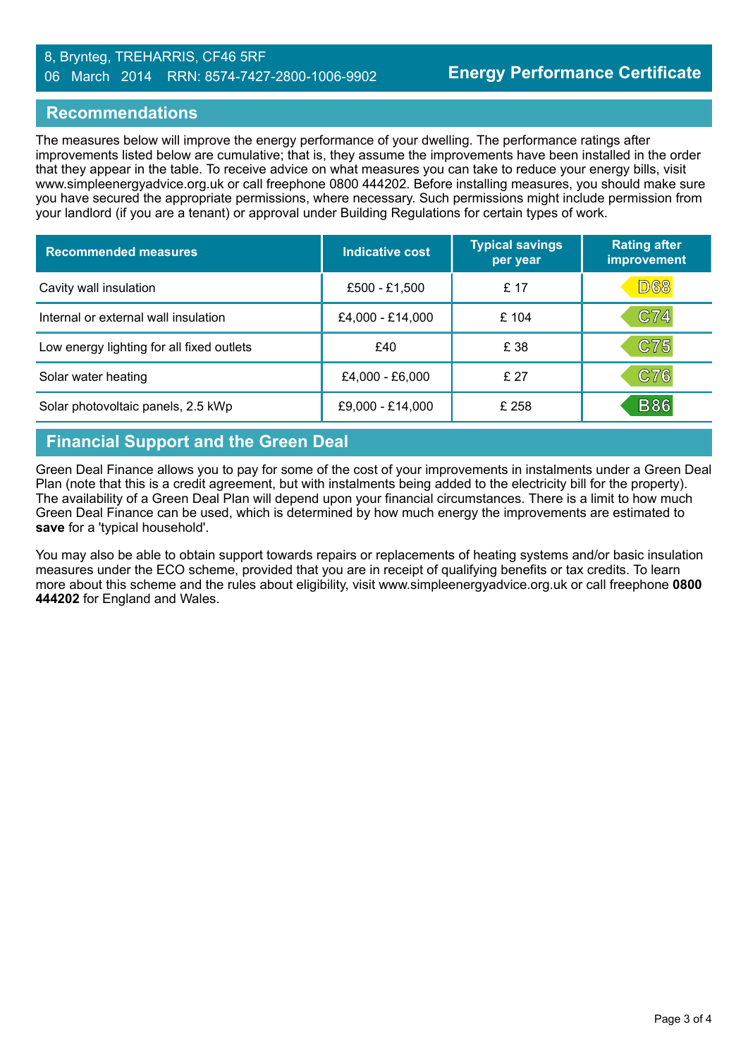## Recommendations

The measures below will improve the energy performance of your dwelling. The performance ratings after improvements listed below are cumulative; that is, they assume the improvements have been installed in the order that they appear in the table. To receive advice on what measures you can take to reduce your energy bills, visit www.simpleenergyadvice.org.uk or call freephone 0800 444202. Before installing measures, you should make sure you have secured the appropriate permissions, where necessary. Such permissions might include permission from your landlord (if you are a tenant) or approval under Building Regulations for certain types of work.

| Recommended measures | Indicative cost | Typical savings per year | Rating after improvement |
|---|---|---|---|
| Cavity wall insulation | £500 - £1,500 | £ 17 | D68 |
| Internal or external wall insulation | £4,000 - £14,000 | £ 104 | C74 |
| Low energy lighting for all fixed outlets | £40 | £ 38 | C75 |
| Solar water heating | £4,000 - £6,000 | £ 27 | C76 |
| Solar photovoltaic panels, 2.5 kWp | £9,000 - £14,000 | £ 258 | B86 |

## Financial Support and the Green Deal

Green Deal Finance allows you to pay for some of the cost of your improvements in instalments under a Green Deal Plan (note that this is a credit agreement, but with instalments being added to the electricity bill for the property). The availability of a Green Deal Plan will depend upon your financial circumstances. There is a limit to how much Green Deal Finance can be used, which is determined by how much energy the improvements are estimated to **save** for a 'typical household'.

You may also be able to obtain support towards repairs or replacements of heating systems and/or basic insulation measures under the ECO scheme, provided that you are in receipt of qualifying benefits or tax credits. To learn more about this scheme and the rules about eligibility, visit www.simpleenergyadvice.org.uk or call freephone **0800 444202** for England and Wales.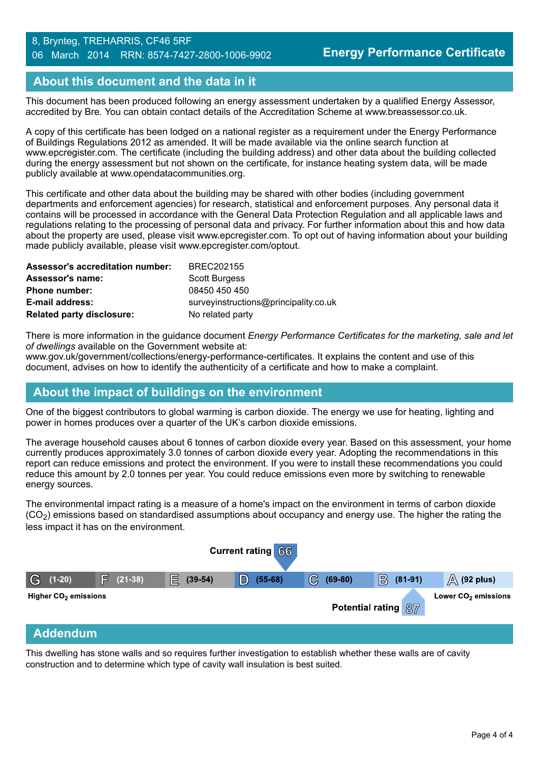8, Brynteg, TREHARRIS, CF46 5RF
06 March 2014 RRN: 8574-7427-2800-1006-9902

**Energy Performance Certificate**

## About this document and the data in it

This document has been produced following an energy assessment undertaken by a qualified Energy Assessor, accredited by Bre. You can obtain contact details of the Accreditation Scheme at www.breassessor.co.uk.

A copy of this certificate has been lodged on a national register as a requirement under the Energy Performance of Buildings Regulations 2012 as amended. It will be made available via the online search function at www.epcregister.com. The certificate (including the building address) and other data about the building collected during the energy assessment but not shown on the certificate, for instance heating system data, will be made publicly available at www.opendatacommunities.org.

This certificate and other data about the building may be shared with other bodies (including government departments and enforcement agencies) for research, statistical and enforcement purposes. Any personal data it contains will be processed in accordance with the General Data Protection Regulation and all applicable laws and regulations relating to the processing of personal data and privacy. For further information about this and how data about the property are used, please visit www.epcregister.com. To opt out of having information about your building made publicly available, please visit www.epcregister.com/optout.

| | |
|---|---|
| **Assessor's accreditation number:** | BREC202155 |
| **Assessor's name:** | Scott Burgess |
| **Phone number:** | 08450 450 450 |
| **E-mail address:** | surveyinstructions@principality.co.uk |
| **Related party disclosure:** | No related party |

There is more information in the guidance document *Energy Performance Certificates for the marketing, sale and let of dwellings* available on the Government website at: www.gov.uk/government/collections/energy-performance-certificates. It explains the content and use of this document, advises on how to identify the authenticity of a certificate and how to make a complaint.

## About the impact of buildings on the environment

One of the biggest contributors to global warming is carbon dioxide. The energy we use for heating, lighting and power in homes produces over a quarter of the UK's carbon dioxide emissions.

The average household causes about 6 tonnes of carbon dioxide every year. Based on this assessment, your home currently produces approximately 3.0 tonnes of carbon dioxide every year. Adopting the recommendations in this report can reduce emissions and protect the environment. If you were to install these recommendations you could reduce this amount by 2.0 tonnes per year. You could reduce emissions even more by switching to renewable energy sources.

The environmental impact rating is a measure of a home's impact on the environment in terms of carbon dioxide ($CO_2$) emissions based on standardised assumptions about occupancy and energy use. The higher the rating the less impact it has on the environment.

Current rating 66

G (1-20) F (21-38) E (39-54) D (55-68) C (69-80) B (81-91) A (92 plus)

Higher $CO_2$ emissions

Lower $CO_2$ emissions

Potential rating 87

## Addendum

This dwelling has stone walls and so requires further investigation to establish whether these walls are of cavity construction and to determine which type of cavity wall insulation is best suited.